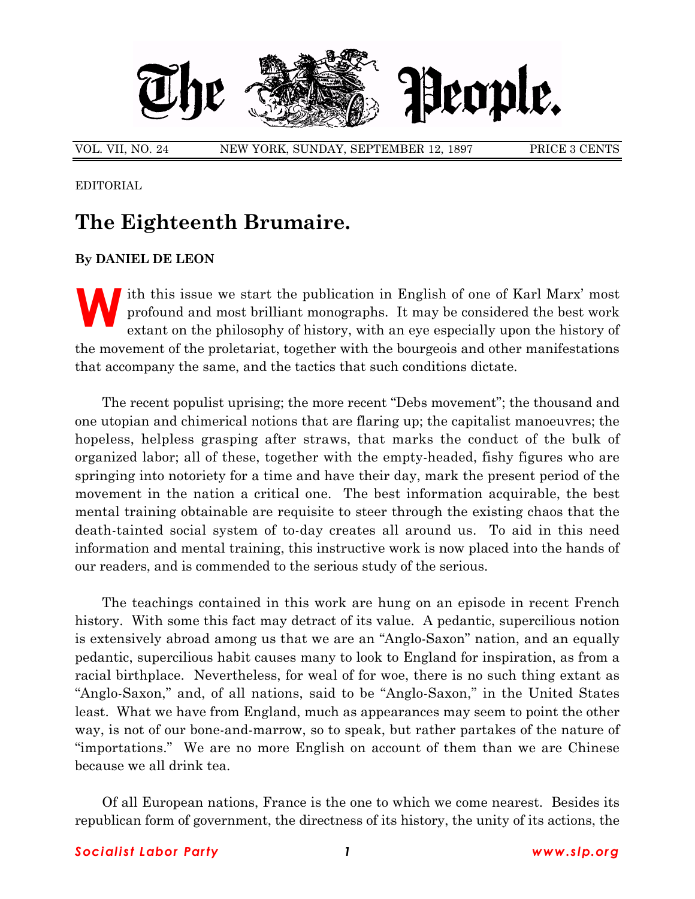# The People.

VOL. VII, NO. 24 NEW YORK, SUNDAY, SEPTEMBER 12, 1897 PRICE 3 CENTS

EDITORIAL

## The Eighteenth Brumaire.

**By DANIEL DE LEON**

With this issue we start the publication in English of one of Karl Marx' most profound and most brilliant monographs. It may be considered the best work extant on the philosophy of history, with an eye especially upon the history of the movement of the proletariat, together with the bourgeois and other manifestations that accompany the same, and the tactics that such conditions dictate.

The recent populist uprising; the more recent "Debs movement"; the thousand and one utopian and chimerical notions that are flaring up; the capitalist manoeuvres; the hopeless, helpless grasping after straws, that marks the conduct of the bulk of organized labor; all of these, together with the empty-headed, fishy figures who are springing into notoriety for a time and have their day, mark the present period of the movement in the nation a critical one. The best information acquirable, the best mental training obtainable are requisite to steer through the existing chaos that the death-tainted social system of to-day creates all around us. To aid in this need information and mental training, this instructive work is now placed into the hands of our readers, and is commended to the serious study of the serious.

The teachings contained in this work are hung on an episode in recent French history. With some this fact may detract of its value. A pedantic, supercilious notion is extensively abroad among us that we are an "Anglo-Saxon" nation, and an equally pedantic, supercilious habit causes many to look to England for inspiration, as from a racial birthplace. Nevertheless, for weal of for woe, there is no such thing extant as "Anglo-Saxon," and, of all nations, said to be "Anglo-Saxon," in the United States least. What we have from England, much as appearances may seem to point the other way, is not of our bone-and-marrow, so to speak, but rather partakes of the nature of "importations." We are no more English on account of them than we are Chinese because we all drink tea.

Of all European nations, France is the one to which we come nearest. Besides its republican form of government, the directness of its history, the unity of its actions, the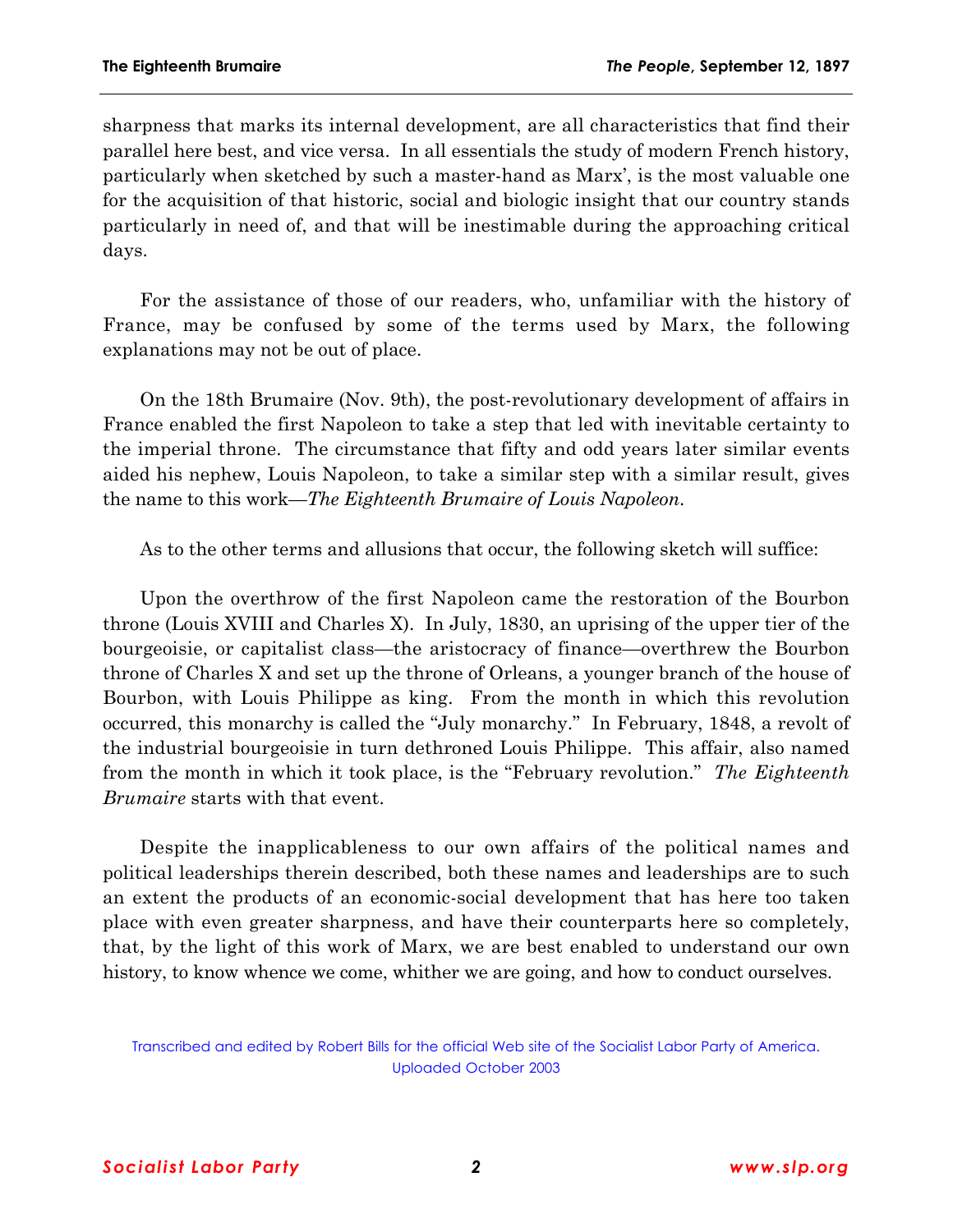sharpness that marks its internal development, are all characteristics that find their parallel here best, and vice versa. In all essentials the study of modern French history, particularly when sketched by such a master-hand as Marx', is the most valuable one for the acquisition of that historic, social and biologic insight that our country stands particularly in need of, and that will be inestimable during the approaching critical days.

For the assistance of those of our readers, who, unfamiliar with the history of France, may be confused by some of the terms used by Marx, the following explanations may not be out of place.

On the 18th Brumaire (Nov. 9th), the post-revolutionary development of affairs in France enabled the first Napoleon to take a step that led with inevitable certainty to the imperial throne. The circumstance that fifty and odd years later similar events aided his nephew, Louis Napoleon, to take a similar step with a similar result, gives the name to this work—*The Eighteenth Brumaire of Louis Napoleon*.

As to the other terms and allusions that occur, the following sketch will suffice:

Upon the overthrow of the first Napoleon came the restoration of the Bourbon throne (Louis XVIII and Charles X). In July, 1830, an uprising of the upper tier of the bourgeoisie, or capitalist class—the aristocracy of finance—overthrew the Bourbon throne of Charles X and set up the throne of Orleans, a younger branch of the house of Bourbon, with Louis Philippe as king. From the month in which this revolution occurred, this monarchy is called the "July monarchy." In February, 1848, a revolt of the industrial bourgeoisie in turn dethroned Louis Philippe. This affair, also named from the month in which it took place, is the "February revolution." *The Eighteenth Brumaire* starts with that event.

Despite the inapplicableness to our own affairs of the political names and political leaderships therein described, both these names and leaderships are to such an extent the products of an economic-social development that has here too taken place with even greater sharpness, and have their counterparts here so completely, that, by the light of this work of Marx, we are best enabled to understand our own history, to know whence we come, whither we are going, and how to conduct ourselves.

Transcribed and edited by Robert Bills for the official Web site of the Socialist Labor Party of America.
Uploaded October 2003